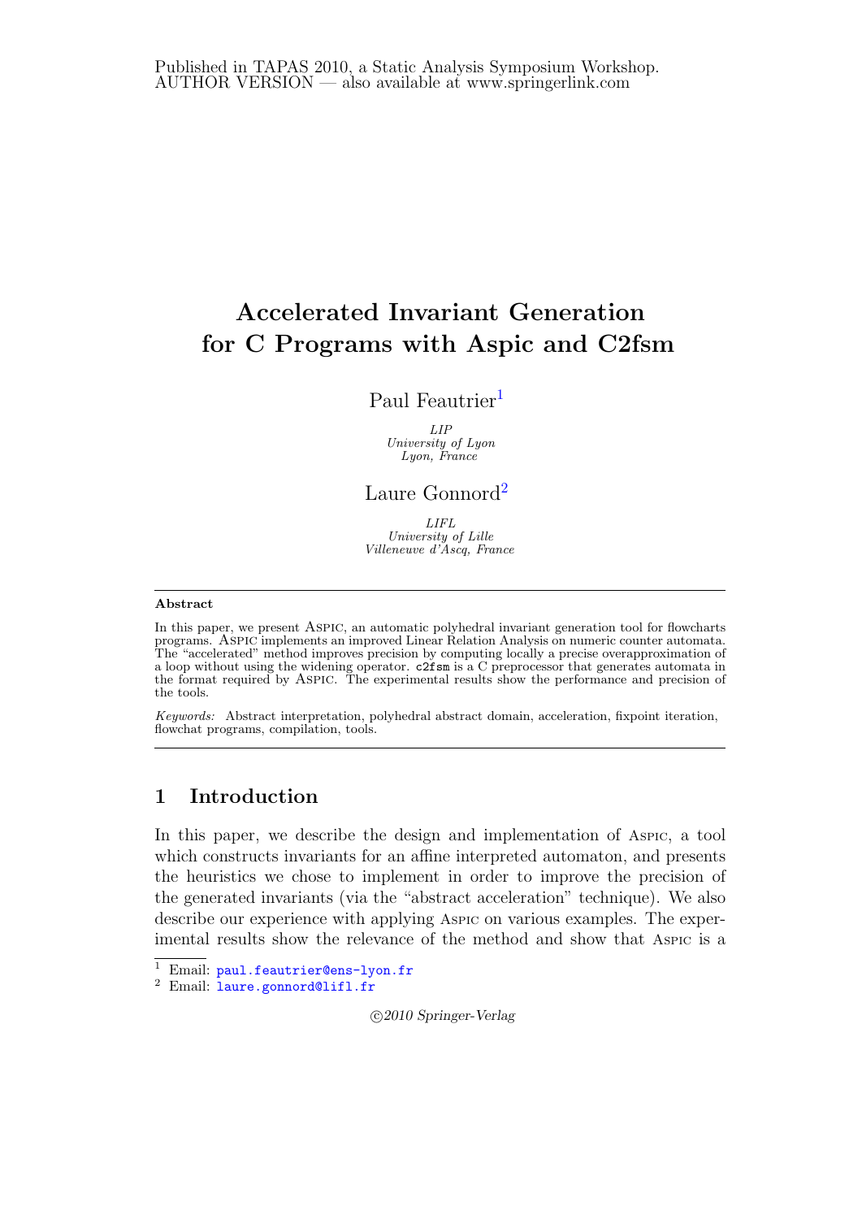Published in TAPAS 2010, a Static Analysis Symposium Workshop.
AUTHOR VERSION — also available at www.springerlink.com

# Accelerated Invariant Generation for C Programs with Aspic and C2fsm

Paul Feautrier[1]

*LIP*
*University of Lyon*
*Lyon, France*

Laure Gonnord[2]

*LIFL*
*University of Lille*
*Villeneuve d'Ascq, France*

---

**Abstract**

In this paper, we present Aspic, an automatic polyhedral invariant generation tool for flowcharts programs. Aspic implements an improved Linear Relation Analysis on numeric counter automata. The "accelerated" method improves precision by computing locally a precise overapproximation of a loop without using the widening operator. `c2fsm` is a C preprocessor that generates automata in the format required by Aspic. The experimental results show the performance and precision of the tools.

*Keywords:* Abstract interpretation, polyhedral abstract domain, acceleration, fixpoint iteration, flowchat programs, compilation, tools.

---

## 1 Introduction

In this paper, we describe the design and implementation of Aspic, a tool which constructs invariants for an affine interpreted automaton, and presents the heuristics we chose to implement in order to improve the precision of the generated invariants (via the "abstract acceleration" technique). We also describe our experience with applying Aspic on various examples. The experimental results show the relevance of the method and show that Aspic is a

[1] Email: paul.feautrier@ens-lyon.fr
[2] Email: laure.gonnord@lifl.fr

©2010 Springer-Verlag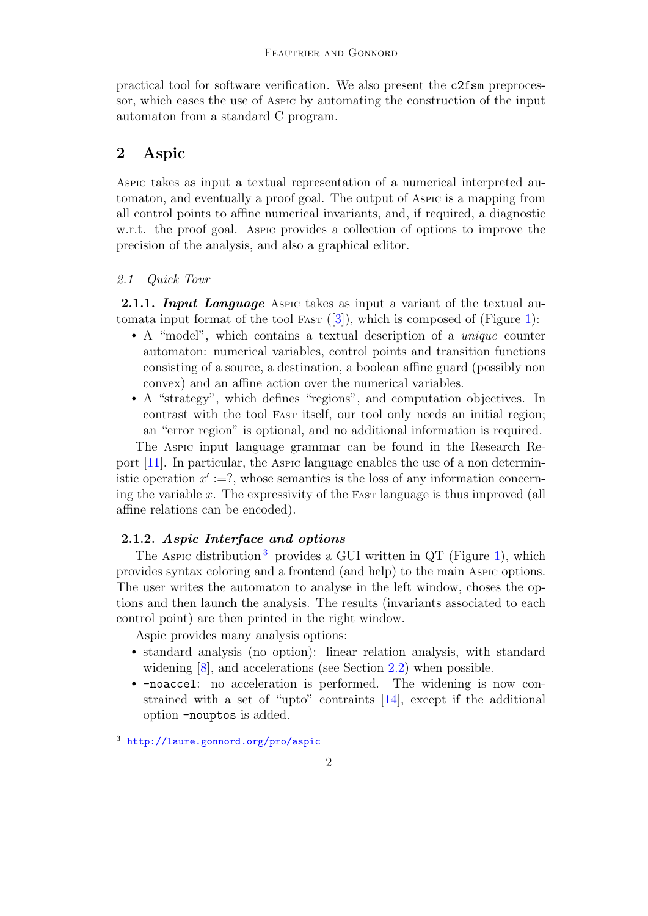practical tool for software verification. We also present the c2fsm preprocessor, which eases the use of Aspic by automating the construction of the input automaton from a standard C program.

## 2 Aspic

Aspic takes as input a textual representation of a numerical interpreted automaton, and eventually a proof goal. The output of Aspic is a mapping from all control points to affine numerical invariants, and, if required, a diagnostic w.r.t. the proof goal. Aspic provides a collection of options to improve the precision of the analysis, and also a graphical editor.

### *2.1 Quick Tour*

**2.1.1. *Input Language*** Aspic takes as input a variant of the textual automata input format of the tool Fast ([3]), which is composed of (Figure 1):

- A "model", which contains a textual description of a *unique* counter automaton: numerical variables, control points and transition functions consisting of a source, a destination, a boolean affine guard (possibly non convex) and an affine action over the numerical variables.
- A "strategy", which defines "regions", and computation objectives. In contrast with the tool Fast itself, our tool only needs an initial region; an "error region" is optional, and no additional information is required.

The Aspic input language grammar can be found in the Research Report [11]. In particular, the Aspic language enables the use of a non deterministic operation $x' := ?$, whose semantics is the loss of any information concerning the variable $x$. The expressivity of the Fast language is thus improved (all affine relations can be encoded).

**2.1.2. *Aspic Interface and options***

The Aspic distribution[3] provides a GUI written in QT (Figure 1), which provides syntax coloring and a frontend (and help) to the main Aspic options. The user writes the automaton to analyse in the left window, choses the options and then launch the analysis. The results (invariants associated to each control point) are then printed in the right window.

Aspic provides many analysis options:

- standard analysis (no option): linear relation analysis, with standard widening [8], and accelerations (see Section 2.2) when possible.
- `-noaccel`: no acceleration is performed. The widening is now constrained with a set of "upto" contraints [14], except if the additional option `-nouptos` is added.

[3] http://laure.gonnord.org/pro/aspic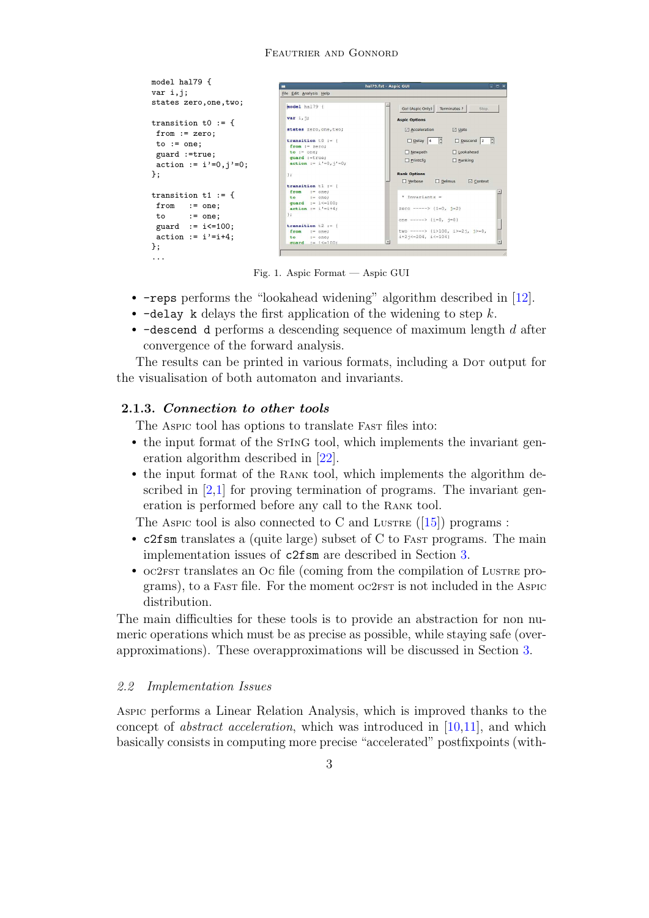```
model hal79 {
var i,j;
states zero,one,two;

transition t0 := {
 from := zero;
 to  := one;
 guard :=true;
 action := i'=0,j'=0;
};

transition t1 := {
 from    := one;
 to      := one;
 guard   := i<=100;
 action  := i'=i+4;
};
...
```

Fig. 1. Aspic Format — Aspic GUI

- `-reps` performs the "lookahead widening" algorithm described in [12].
- `-delay k` delays the first application of the widening to step $k$.
- `-descend d` performs a descending sequence of maximum length $d$ after convergence of the forward analysis.

The results can be printed in various formats, including a Dot output for the visualisation of both automaton and invariants.

### 2.1.3. *Connection to other tools*

The Aspic tool has options to translate Fast files into:

- the input format of the StInG tool, which implements the invariant generation algorithm described in [22].
- the input format of the Rank tool, which implements the algorithm described in [2,1] for proving termination of programs. The invariant generation is performed before any call to the Rank tool.

The Aspic tool is also connected to C and Lustre ([15]) programs :

- `c2fsm` translates a (quite large) subset of C to Fast programs. The main implementation issues of `c2fsm` are described in Section 3.
- oc2fst translates an Oc file (coming from the compilation of Lustre programs), to a Fast file. For the moment oc2fst is not included in the Aspic distribution.

The main difficulties for these tools is to provide an abstraction for non numeric operations which must be as precise as possible, while staying safe (overapproximations). These overapproximations will be discussed in Section 3.

## *2.2 Implementation Issues*

Aspic performs a Linear Relation Analysis, which is improved thanks to the concept of *abstract acceleration*, which was introduced in [10,11], and which basically consists in computing more precise "accelerated" postfixpoints (with-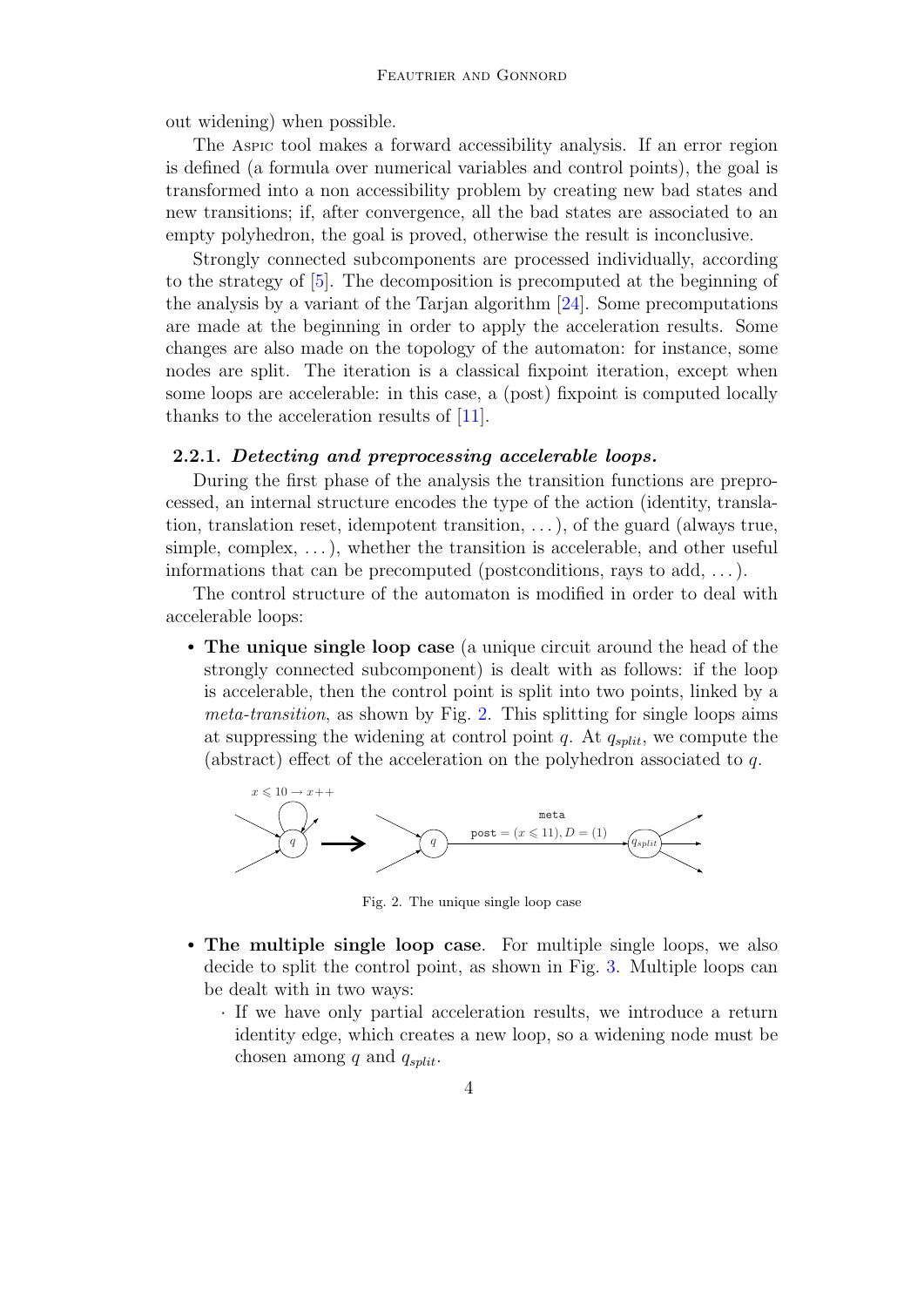out widening) when possible.

The Aspic tool makes a forward accessibility analysis. If an error region is defined (a formula over numerical variables and control points), the goal is transformed into a non accessibility problem by creating new bad states and new transitions; if, after convergence, all the bad states are associated to an empty polyhedron, the goal is proved, otherwise the result is inconclusive.

Strongly connected subcomponents are processed individually, according to the strategy of [5]. The decomposition is precomputed at the beginning of the analysis by a variant of the Tarjan algorithm [24]. Some precomputations are made at the beginning in order to apply the acceleration results. Some changes are also made on the topology of the automaton: for instance, some nodes are split. The iteration is a classical fixpoint iteration, except when some loops are accelerable: in this case, a (post) fixpoint is computed locally thanks to the acceleration results of [11].

### 2.2.1. *Detecting and preprocessing accelerable loops.*

During the first phase of the analysis the transition functions are preprocessed, an internal structure encodes the type of the action (identity, translation, translation reset, idempotent transition, ...), of the guard (always true, simple, complex, ...), whether the transition is accelerable, and other useful informations that can be precomputed (postconditions, rays to add, ...).

The control structure of the automaton is modified in order to deal with accelerable loops:

- **The unique single loop case** (a unique circuit around the head of the strongly connected subcomponent) is dealt with as follows: if the loop is accelerable, then the control point is split into two points, linked by a *meta-transition*, as shown by Fig. 2. This splitting for single loops aims at suppressing the widening at control point $q$. At $q_{split}$, we compute the (abstract) effect of the acceleration on the polyhedron associated to $q$.

$x \leqslant 10 \rightarrow x{+}{+}$

$q$

meta

post $= (x \leqslant 11), D = (1)$

$q$

$q_{split}$

Fig. 2. The unique single loop case

- **The multiple single loop case**. For multiple single loops, we also decide to split the control point, as shown in Fig. 3. Multiple loops can be dealt with in two ways:
  - If we have only partial acceleration results, we introduce a return identity edge, which creates a new loop, so a widening node must be chosen among $q$ and $q_{split}$.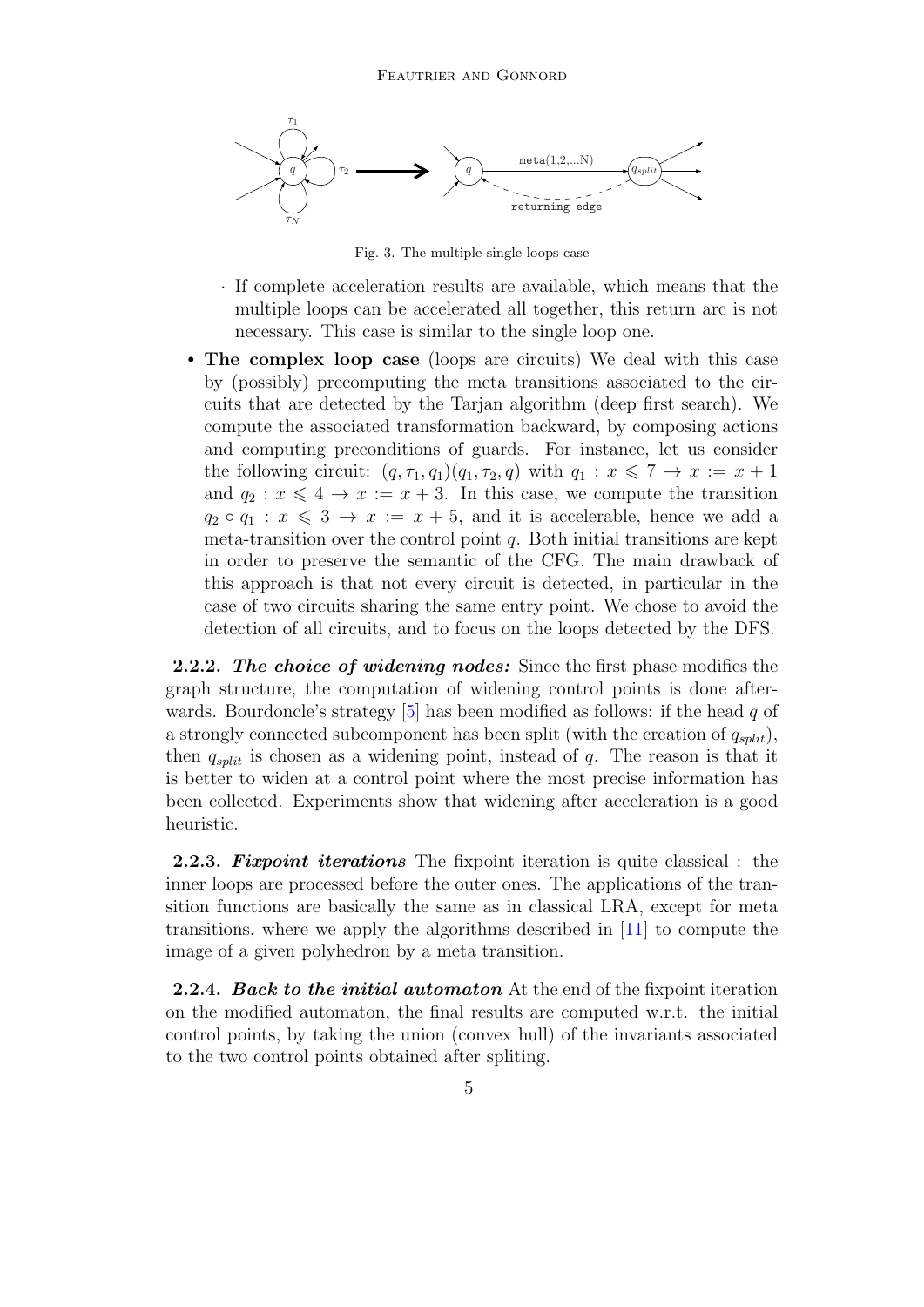$\tau_1$

$q$

$\tau_2$

$\tau_N$

$q$

meta(1,2,...N)

$q_{split}$

returning edge

Fig. 3. The multiple single loops case

- If complete acceleration results are available, which means that the multiple loops can be accelerated all together, this return arc is not necessary. This case is similar to the single loop one.

- **The complex loop case** (loops are circuits) We deal with this case by (possibly) precomputing the meta transitions associated to the circuits that are detected by the Tarjan algorithm (deep first search). We compute the associated transformation backward, by composing actions and computing preconditions of guards. For instance, let us consider the following circuit: $(q, \tau_1, q_1)(q_1, \tau_2, q)$ with $q_1 : x \leqslant 7 \rightarrow x := x + 1$ and $q_2 : x \leqslant 4 \rightarrow x := x + 3$. In this case, we compute the transition $q_2 \circ q_1 : x \leqslant 3 \rightarrow x := x + 5$, and it is accelerable, hence we add a meta-transition over the control point $q$. Both initial transitions are kept in order to preserve the semantic of the CFG. The main drawback of this approach is that not every circuit is detected, in particular in the case of two circuits sharing the same entry point. We chose to avoid the detection of all circuits, and to focus on the loops detected by the DFS.

**2.2.2. *The choice of widening nodes:*** Since the first phase modifies the graph structure, the computation of widening control points is done afterwards. Bourdoncle's strategy [5] has been modified as follows: if the head $q$ of a strongly connected subcomponent has been split (with the creation of $q_{split}$), then $q_{split}$ is chosen as a widening point, instead of $q$. The reason is that it is better to widen at a control point where the most precise information has been collected. Experiments show that widening after acceleration is a good heuristic.

**2.2.3. *Fixpoint iterations*** The fixpoint iteration is quite classical : the inner loops are processed before the outer ones. The applications of the transition functions are basically the same as in classical LRA, except for meta transitions, where we apply the algorithms described in [11] to compute the image of a given polyhedron by a meta transition.

**2.2.4. *Back to the initial automaton*** At the end of the fixpoint iteration on the modified automaton, the final results are computed w.r.t. the initial control points, by taking the union (convex hull) of the invariants associated to the two control points obtained after spliting.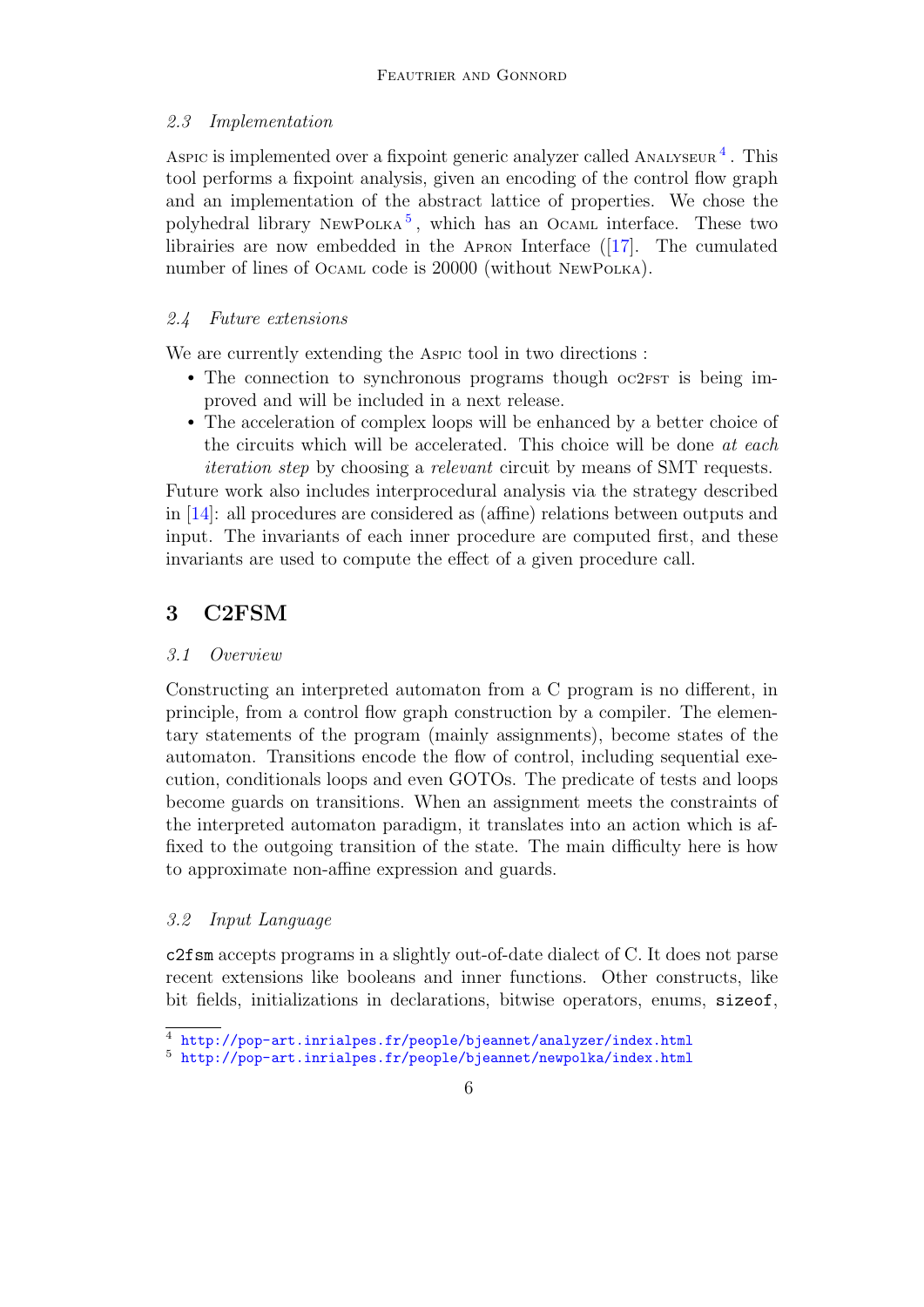### 2.3 Implementation

Aspic is implemented over a fixpoint generic analyzer called Analyseur [4]. This tool performs a fixpoint analysis, given an encoding of the control flow graph and an implementation of the abstract lattice of properties. We chose the polyhedral library NewPolka [5], which has an Ocaml interface. These two librairies are now embedded in the Apron Interface ([17]. The cumulated number of lines of Ocaml code is 20000 (without NewPolka).

### 2.4 Future extensions

We are currently extending the Aspic tool in two directions :

- The connection to synchronous programs though oc2fst is being improved and will be included in a next release.
- The acceleration of complex loops will be enhanced by a better choice of the circuits which will be accelerated. This choice will be done *at each iteration step* by choosing a *relevant* circuit by means of SMT requests.

Future work also includes interprocedural analysis via the strategy described in [14]: all procedures are considered as (affine) relations between outputs and input. The invariants of each inner procedure are computed first, and these invariants are used to compute the effect of a given procedure call.

## 3 C2FSM

### 3.1 Overview

Constructing an interpreted automaton from a C program is no different, in principle, from a control flow graph construction by a compiler. The elementary statements of the program (mainly assignments), become states of the automaton. Transitions encode the flow of control, including sequential execution, conditionals loops and even GOTOs. The predicate of tests and loops become guards on transitions. When an assignment meets the constraints of the interpreted automaton paradigm, it translates into an action which is affixed to the outgoing transition of the state. The main difficulty here is how to approximate non-affine expression and guards.

### 3.2 Input Language

`c2fsm` accepts programs in a slightly out-of-date dialect of C. It does not parse recent extensions like booleans and inner functions. Other constructs, like bit fields, initializations in declarations, bitwise operators, enums, `sizeof`,

[4] http://pop-art.inrialpes.fr/people/bjeannet/analyzer/index.html

[5] http://pop-art.inrialpes.fr/people/bjeannet/newpolka/index.html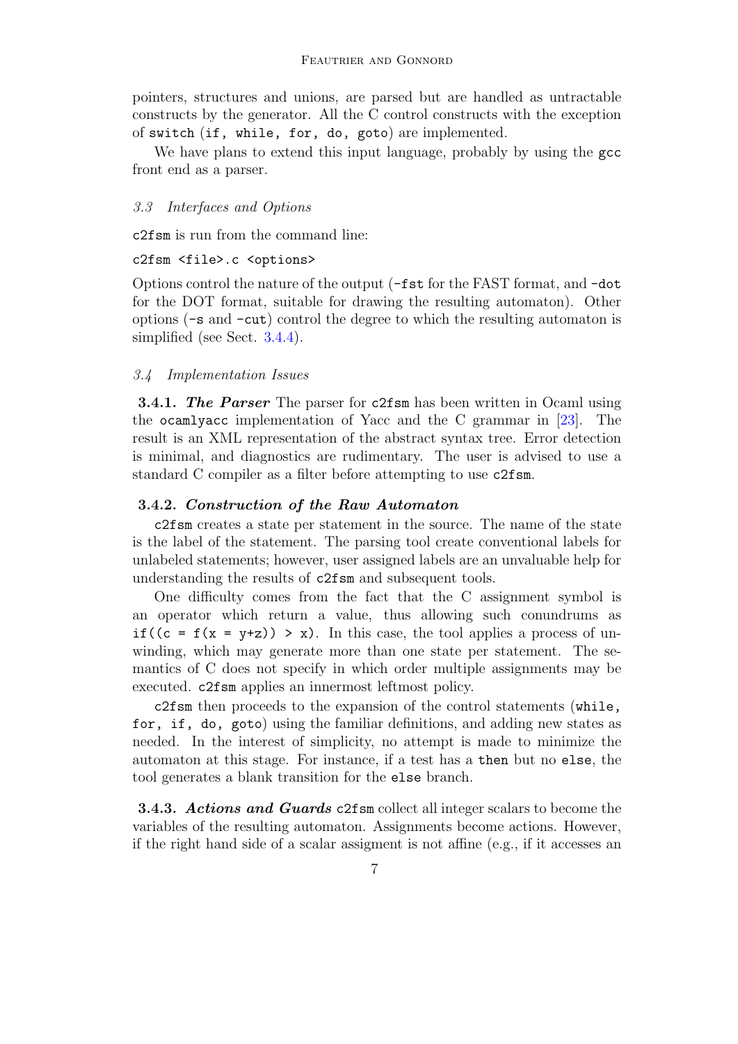pointers, structures and unions, are parsed but are handled as untractable constructs by the generator. All the C control constructs with the exception of `switch` (`if, while, for, do, goto`) are implemented.

We have plans to extend this input language, probably by using the `gcc` front end as a parser.

### *3.3 Interfaces and Options*

`c2fsm` is run from the command line:

```
c2fsm <file>.c <options>
```

Options control the nature of the output (`-fst` for the FAST format, and `-dot` for the DOT format, suitable for drawing the resulting automaton). Other options (`-s` and `-cut`) control the degree to which the resulting automaton is simplified (see Sect. 3.4.4).

### *3.4 Implementation Issues*

**3.4.1.** ***The Parser*** The parser for `c2fsm` has been written in Ocaml using the `ocamlyacc` implementation of Yacc and the C grammar in [23]. The result is an XML representation of the abstract syntax tree. Error detection is minimal, and diagnostics are rudimentary. The user is advised to use a standard C compiler as a filter before attempting to use `c2fsm`.

#### **3.4.2.** ***Construction of the Raw Automaton***

`c2fsm` creates a state per statement in the source. The name of the state is the label of the statement. The parsing tool create conventional labels for unlabeled statements; however, user assigned labels are an unvaluable help for understanding the results of `c2fsm` and subsequent tools.

One difficulty comes from the fact that the C assignment symbol is an operator which return a value, thus allowing such conundrums as `if((c = f(x = y+z)) > x)`. In this case, the tool applies a process of unwinding, which may generate more than one state per statement. The semantics of C does not specify in which order multiple assignments may be executed. `c2fsm` applies an innermost leftmost policy.

`c2fsm` then proceeds to the expansion of the control statements (`while, for, if, do, goto`) using the familiar definitions, and adding new states as needed. In the interest of simplicity, no attempt is made to minimize the automaton at this stage. For instance, if a test has a `then` but no `else`, the tool generates a blank transition for the `else` branch.

**3.4.3.** ***Actions and Guards*** `c2fsm` collect all integer scalars to become the variables of the resulting automaton. Assignments become actions. However, if the right hand side of a scalar assigment is not affine (e.g., if it accesses an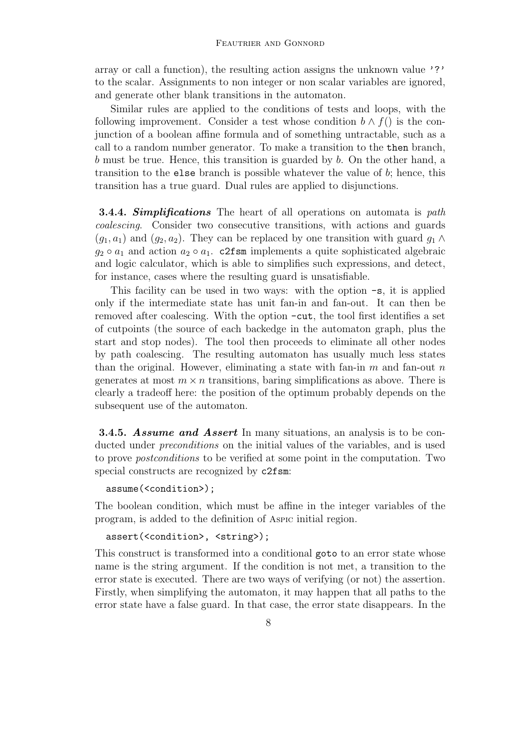array or call a function), the resulting action assigns the unknown value '?' to the scalar. Assignments to non integer or non scalar variables are ignored, and generate other blank transitions in the automaton.

Similar rules are applied to the conditions of tests and loops, with the following improvement. Consider a test whose condition $b \wedge f()$ is the conjunction of a boolean affine formula and of something untractable, such as a call to a random number generator. To make a transition to the `then` branch, $b$ must be true. Hence, this transition is guarded by $b$. On the other hand, a transition to the `else` branch is possible whatever the value of $b$; hence, this transition has a true guard. Dual rules are applied to disjunctions.

**3.4.4.** ***Simplifications*** The heart of all operations on automata is *path coalescing*. Consider two consecutive transitions, with actions and guards $(g_1, a_1)$ and $(g_2, a_2)$. They can be replaced by one transition with guard $g_1 \wedge g_2 \circ a_1$ and action $a_2 \circ a_1$. `c2fsm` implements a quite sophisticated algebraic and logic calculator, which is able to simplifies such expressions, and detect, for instance, cases where the resulting guard is unsatisfiable.

This facility can be used in two ways: with the option `-s`, it is applied only if the intermediate state has unit fan-in and fan-out. It can then be removed after coalescing. With the option `-cut`, the tool first identifies a set of cutpoints (the source of each backedge in the automaton graph, plus the start and stop nodes). The tool then proceeds to eliminate all other nodes by path coalescing. The resulting automaton has usually much less states than the original. However, eliminating a state with fan-in $m$ and fan-out $n$ generates at most $m \times n$ transitions, baring simplifications as above. There is clearly a tradeoff here: the position of the optimum probably depends on the subsequent use of the automaton.

**3.4.5.** ***Assume and Assert*** In many situations, an analysis is to be conducted under *preconditions* on the initial values of the variables, and is used to prove *postconditions* to be verified at some point in the computation. Two special constructs are recognized by `c2fsm`:

```
assume(<condition>);
```

The boolean condition, which must be affine in the integer variables of the program, is added to the definition of Aspic initial region.

```
assert(<condition>, <string>);
```

This construct is transformed into a conditional `goto` to an error state whose name is the string argument. If the condition is not met, a transition to the error state is executed. There are two ways of verifying (or not) the assertion. Firstly, when simplifying the automaton, it may happen that all paths to the error state have a false guard. In that case, the error state disappears. In the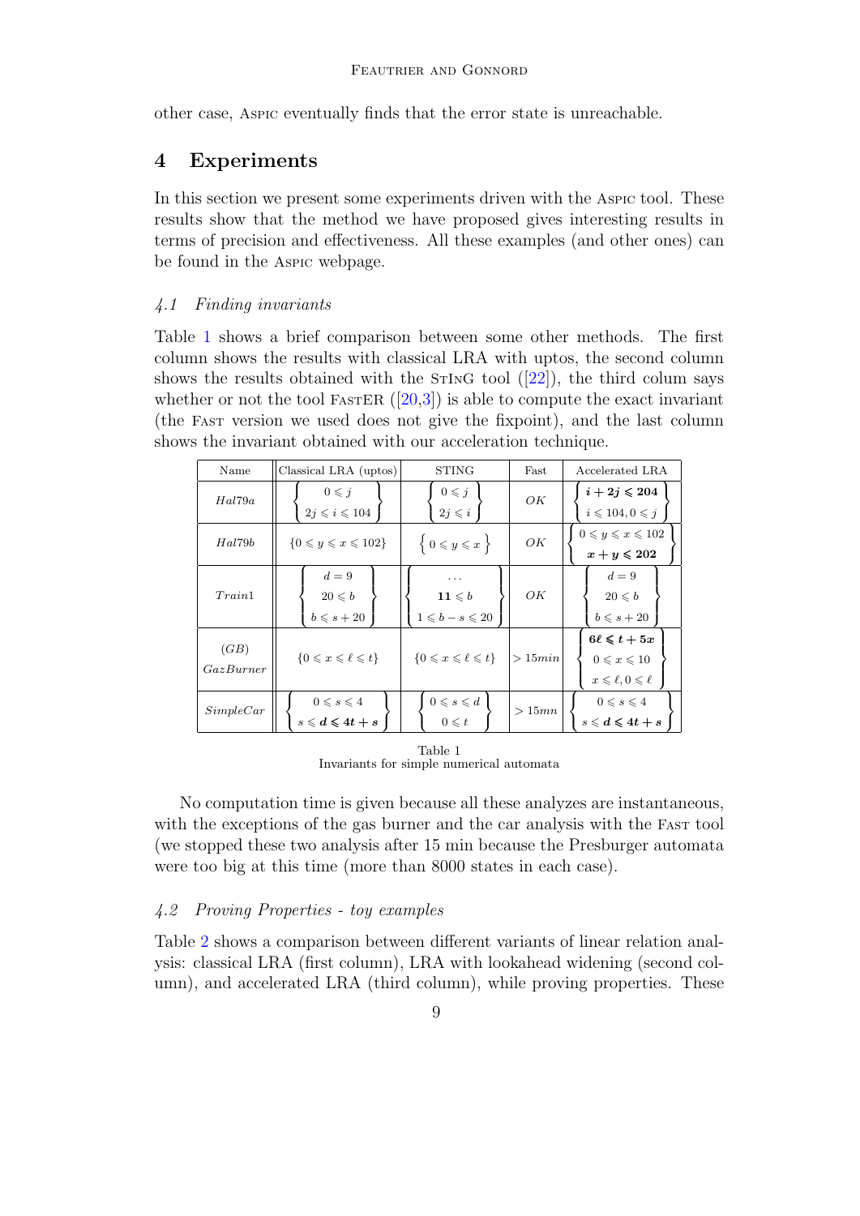other case, Aspic eventually finds that the error state is unreachable.

## 4 Experiments

In this section we present some experiments driven with the Aspic tool. These results show that the method we have proposed gives interesting results in terms of precision and effectiveness. All these examples (and other ones) can be found in the Aspic webpage.

### 4.1 Finding invariants

Table 1 shows a brief comparison between some other methods. The first column shows the results with classical LRA with uptos, the second column shows the results obtained with the StInG tool ([22]), the third colum says whether or not the tool FastER ([20,3]) is able to compute the exact invariant (the Fast version we used does not give the fixpoint), and the last column shows the invariant obtained with our acceleration technique.

| Name | Classical LRA (uptos) | STING | Fast | Accelerated LRA |
|---|---|---|---|---|
| $Hal79a$ | $\left\{\begin{array}{c} 0 \leqslant j \\ 2j \leqslant i \leqslant 104 \end{array}\right\}$ | $\left\{\begin{array}{c} 0 \leqslant j \\ 2j \leqslant i \end{array}\right\}$ | $OK$ | $\left\{\begin{array}{c} \boldsymbol{i + 2j \leqslant 204} \\ i \leqslant 104, 0 \leqslant j \end{array}\right\}$ |
| $Hal79b$ | $\{0 \leqslant y \leqslant x \leqslant 102\}$ | $\left\{ 0 \leqslant y \leqslant x \right\}$ | $OK$ | $\left\{\begin{array}{c} 0 \leqslant y \leqslant x \leqslant 102 \\ \boldsymbol{x + y \leqslant 202} \end{array}\right\}$ |
| $Train1$ | $\left\{\begin{array}{c} d = 9 \\ 20 \leqslant b \\ b \leqslant s + 20 \end{array}\right\}$ | $\left\{\begin{array}{c} \ldots \\ \boldsymbol{11 \leqslant b} \\ 1 \leqslant b - s \leqslant 20 \end{array}\right\}$ | $OK$ | $\left\{\begin{array}{c} d = 9 \\ 20 \leqslant b \\ b \leqslant s + 20 \end{array}\right\}$ |
| $(GB)$ $GazBurner$ | $\{0 \leqslant x \leqslant \ell \leqslant t\}$ | $\{0 \leqslant x \leqslant \ell \leqslant t\}$ | $> 15min$ | $\left\{\begin{array}{c} \boldsymbol{6\ell \leqslant t + 5x} \\ 0 \leqslant x \leqslant 10 \\ x \leqslant \ell, 0 \leqslant \ell \end{array}\right\}$ |
| $SimpleCar$ | $\left\{\begin{array}{c} 0 \leqslant s \leqslant 4 \\ s \leqslant \boldsymbol{d \leqslant 4t + s} \end{array}\right\}$ | $\left\{\begin{array}{c} 0 \leqslant s \leqslant d \\ 0 \leqslant t \end{array}\right\}$ | $> 15mn$ | $\left\{\begin{array}{c} 0 \leqslant s \leqslant 4 \\ s \leqslant \boldsymbol{d \leqslant 4t + s} \end{array}\right\}$ |

Table 1
Invariants for simple numerical automata

No computation time is given because all these analyzes are instantaneous, with the exceptions of the gas burner and the car analysis with the Fast tool (we stopped these two analysis after 15 min because the Presburger automata were too big at this time (more than 8000 states in each case).

### 4.2 Proving Properties - toy examples

Table 2 shows a comparison between different variants of linear relation analysis: classical LRA (first column), LRA with lookahead widening (second column), and accelerated LRA (third column), while proving properties. These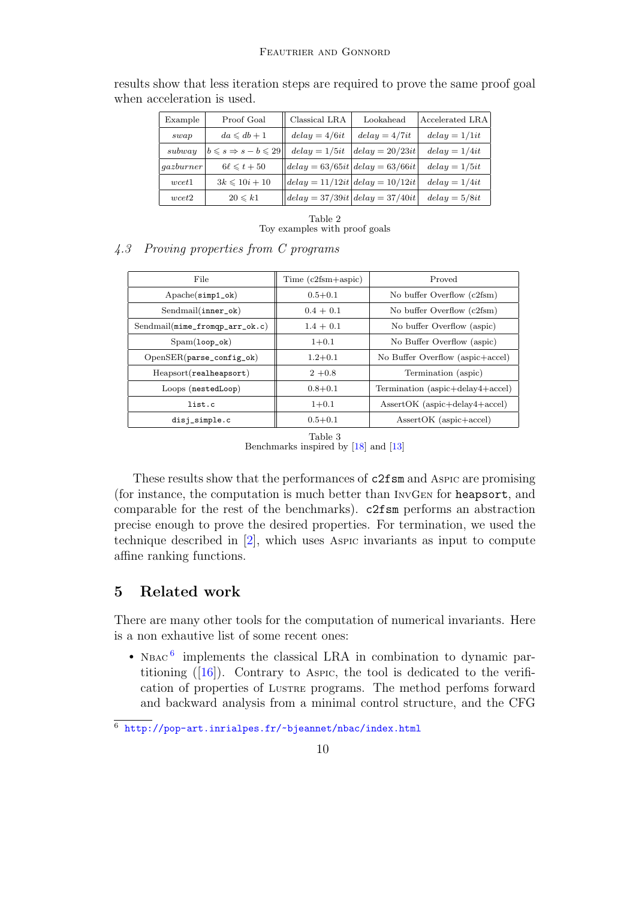results show that less iteration steps are required to prove the same proof goal when acceleration is used.

| Example | Proof Goal | Classical LRA | Lookahead | Accelerated LRA |
| --- | --- | --- | --- | --- |
| *swap* | $da \leqslant db + 1$ | $delay = 4/6it$ | $delay = 4/7it$ | $delay = 1/1it$ |
| *subway* | $b \leqslant s \Rightarrow s - b \leqslant 29$ | $delay = 1/5it$ | $delay = 20/23it$ | $delay = 1/4it$ |
| *gazburner* | $6\ell \leqslant t + 50$ | $delay = 63/65it$ | $delay = 63/66it$ | $delay = 1/5it$ |
| *wcet1* | $3k \leqslant 10i + 10$ | $delay = 11/12it$ | $delay = 10/12it$ | $delay = 1/4it$ |
| *wcet2* | $20 \leqslant k1$ | $delay = 37/39it$ | $delay = 37/40it$ | $delay = 5/8it$ |

Table 2
Toy examples with proof goals

### 4.3 Proving properties from C programs

| File | Time (c2fsm+aspic) | Proved |
| --- | --- | --- |
| Apache(`simp1_ok`) | 0.5+0.1 | No buffer Overflow (c2fsm) |
| Sendmail(`inner_ok`) | 0.4 + 0.1 | No buffer Overflow (c2fsm) |
| Sendmail(`mime_fromqp_arr_ok.c`) | 1.4 + 0.1 | No buffer Overflow (aspic) |
| Spam(`loop_ok`) | 1+0.1 | No Buffer Overflow (aspic) |
| OpenSER(`parse_config_ok`) | 1.2+0.1 | No Buffer Overflow (aspic+accel) |
| Heapsort(`realheapsort`) | 2 +0.8 | Termination (aspic) |
| Loops (`nestedLoop`) | 0.8+0.1 | Termination (aspic+delay4+accel) |
| `list.c` | 1+0.1 | AssertOK (aspic+delay4+accel) |
| `disj_simple.c` | 0.5+0.1 | AssertOK (aspic+accel) |

Table 3
Benchmarks inspired by [18] and [13]

These results show that the performances of `c2fsm` and Aspic are promising (for instance, the computation is much better than InvGen for `heapsort`, and comparable for the rest of the benchmarks). `c2fsm` performs an abstraction precise enough to prove the desired properties. For termination, we used the technique described in [2], which uses Aspic invariants as input to compute affine ranking functions.

## 5 Related work

There are many other tools for the computation of numerical invariants. Here is a non exhautive list of some recent ones:

- Nbac[6] implements the classical LRA in combination to dynamic partitioning ([16]). Contrary to Aspic, the tool is dedicated to the verification of properties of Lustre programs. The method perfoms forward and backward analysis from a minimal control structure, and the CFG

[6] http://pop-art.inrialpes.fr/~bjeannet/nbac/index.html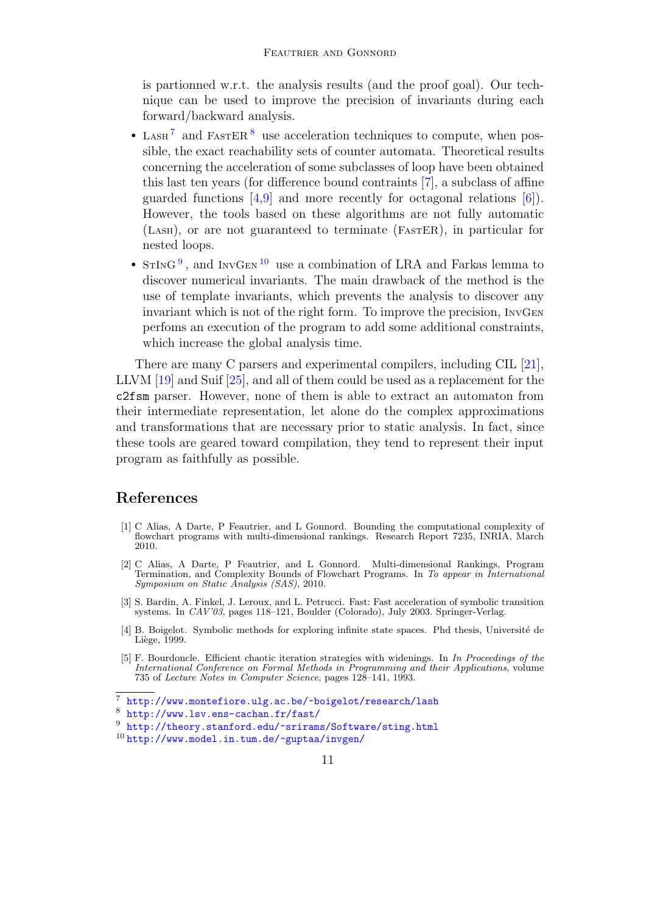is partionned w.r.t. the analysis results (and the proof goal). Our technique can be used to improve the precision of invariants during each forward/backward analysis.

- Lash [7] and FastER [8] use acceleration techniques to compute, when possible, the exact reachability sets of counter automata. Theoretical results concerning the acceleration of some subclasses of loop have been obtained this last ten years (for difference bound contraints [7], a subclass of affine guarded functions [4,9] and more recently for octagonal relations [6]). However, the tools based on these algorithms are not fully automatic (Lash), or are not guaranteed to terminate (FastER), in particular for nested loops.
- StInG [9], and InvGen [10] use a combination of LRA and Farkas lemma to discover numerical invariants. The main drawback of the method is the use of template invariants, which prevents the analysis to discover any invariant which is not of the right form. To improve the precision, InvGen perfoms an execution of the program to add some additional constraints, which increase the global analysis time.

There are many C parsers and experimental compilers, including CIL [21], LLVM [19] and Suif [25], and all of them could be used as a replacement for the `c2fsm` parser. However, none of them is able to extract an automaton from their intermediate representation, let alone do the complex approximations and transformations that are necessary prior to static analysis. In fact, since these tools are geared toward compilation, they tend to represent their input program as faithfully as possible.

## References

[1] C Alias, A Darte, P Feautrier, and L Gonnord. Bounding the computational complexity of flowchart programs with multi-dimensional rankings. Research Report 7235, INRIA, March 2010.

[2] C Alias, A Darte, P Feautrier, and L Gonnord. Multi-dimensional Rankings, Program Termination, and Complexity Bounds of Flowchart Programs. In *To appear in International Symposium on Static Analysis (SAS)*, 2010.

[3] S. Bardin, A. Finkel, J. Leroux, and L. Petrucci. Fast: Fast acceleration of symbolic transition systems. In *CAV'03*, pages 118–121, Boulder (Colorado), July 2003. Springer-Verlag.

[4] B. Boigelot. Symbolic methods for exploring infinite state spaces. Phd thesis, Université de Liège, 1999.

[5] F. Bourdoncle. Efficient chaotic iteration strategies with widenings. In *In Proceedings of the International Conference on Formal Methods in Programming and their Applications*, volume 735 of *Lecture Notes in Computer Science*, pages 128–141, 1993.

---

[7] http://www.montefiore.ulg.ac.be/~boigelot/research/lash

[8] http://www.lsv.ens-cachan.fr/fast/

[9] http://theory.stanford.edu/~srirams/Software/sting.html

[10] http://www.model.in.tum.de/~guptaa/invgen/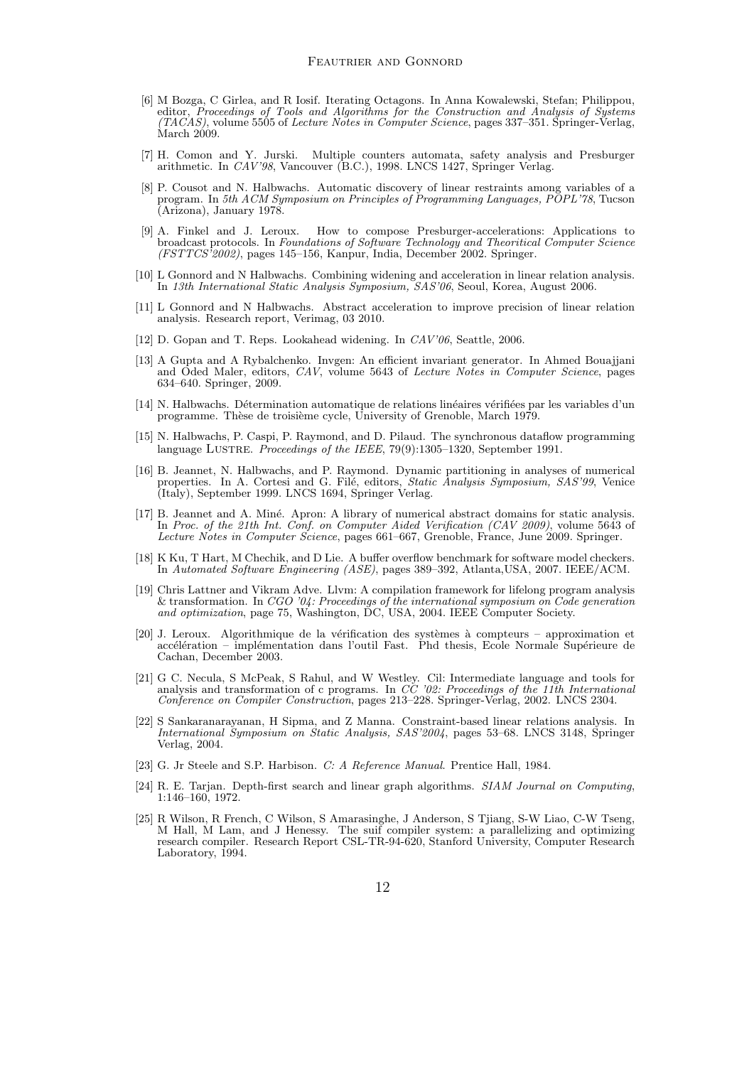[6] M Bozga, C Girlea, and R Iosif. Iterating Octagons. In Anna Kowalewski, Stefan; Philippou, editor, *Proceedings of Tools and Algorithms for the Construction and Analysis of Systems (TACAS)*, volume 5505 of *Lecture Notes in Computer Science*, pages 337–351. Springer-Verlag, March 2009.

[7] H. Comon and Y. Jurski. Multiple counters automata, safety analysis and Presburger arithmetic. In *CAV'98*, Vancouver (B.C.), 1998. LNCS 1427, Springer Verlag.

[8] P. Cousot and N. Halbwachs. Automatic discovery of linear restraints among variables of a program. In *5th ACM Symposium on Principles of Programming Languages, POPL'78*, Tucson (Arizona), January 1978.

[9] A. Finkel and J. Leroux. How to compose Presburger-accelerations: Applications to broadcast protocols. In *Foundations of Software Technology and Theoritical Computer Science (FSTTCS'2002)*, pages 145–156, Kanpur, India, December 2002. Springer.

[10] L Gonnord and N Halbwachs. Combining widening and acceleration in linear relation analysis. In *13th International Static Analysis Symposium, SAS'06*, Seoul, Korea, August 2006.

[11] L Gonnord and N Halbwachs. Abstract acceleration to improve precision of linear relation analysis. Research report, Verimag, 03 2010.

[12] D. Gopan and T. Reps. Lookahead widening. In *CAV'06*, Seattle, 2006.

[13] A Gupta and A Rybalchenko. Invgen: An efficient invariant generator. In Ahmed Bouajjani and Oded Maler, editors, *CAV*, volume 5643 of *Lecture Notes in Computer Science*, pages 634–640. Springer, 2009.

[14] N. Halbwachs. Détermination automatique de relations linéaires vérifiées par les variables d'un programme. Thèse de troisième cycle, University of Grenoble, March 1979.

[15] N. Halbwachs, P. Caspi, P. Raymond, and D. Pilaud. The synchronous dataflow programming language LUSTRE. *Proceedings of the IEEE*, 79(9):1305–1320, September 1991.

[16] B. Jeannet, N. Halbwachs, and P. Raymond. Dynamic partitioning in analyses of numerical properties. In A. Cortesi and G. Filé, editors, *Static Analysis Symposium, SAS'99*, Venice (Italy), September 1999. LNCS 1694, Springer Verlag.

[17] B. Jeannet and A. Miné. Apron: A library of numerical abstract domains for static analysis. In *Proc. of the 21th Int. Conf. on Computer Aided Verification (CAV 2009)*, volume 5643 of *Lecture Notes in Computer Science*, pages 661–667, Grenoble, France, June 2009. Springer.

[18] K Ku, T Hart, M Chechik, and D Lie. A buffer overflow benchmark for software model checkers. In *Automated Software Engineering (ASE)*, pages 389–392, Atlanta,USA, 2007. IEEE/ACM.

[19] Chris Lattner and Vikram Adve. Llvm: A compilation framework for lifelong program analysis & transformation. In *CGO '04: Proceedings of the international symposium on Code generation and optimization*, page 75, Washington, DC, USA, 2004. IEEE Computer Society.

[20] J. Leroux. Algorithmique de la vérification des systèmes à compteurs – approximation et accélération – implémentation dans l'outil Fast. Phd thesis, Ecole Normale Supérieure de Cachan, December 2003.

[21] G C. Necula, S McPeak, S Rahul, and W Westley. Cil: Intermediate language and tools for analysis and transformation of c programs. In *CC '02: Proceedings of the 11th International Conference on Compiler Construction*, pages 213–228. Springer-Verlag, 2002. LNCS 2304.

[22] S Sankaranarayanan, H Sipma, and Z Manna. Constraint-based linear relations analysis. In *International Symposium on Static Analysis, SAS'2004*, pages 53–68. LNCS 3148, Springer Verlag, 2004.

[23] G. Jr Steele and S.P. Harbison. *C: A Reference Manual*. Prentice Hall, 1984.

[24] R. E. Tarjan. Depth-first search and linear graph algorithms. *SIAM Journal on Computing*, 1:146–160, 1972.

[25] R Wilson, R French, C Wilson, S Amarasinghe, J Anderson, S Tjiang, S-W Liao, C-W Tseng, M Hall, M Lam, and J Henessy. The suif compiler system: a parallelizing and optimizing research compiler. Research Report CSL-TR-94-620, Stanford University, Computer Research Laboratory, 1994.